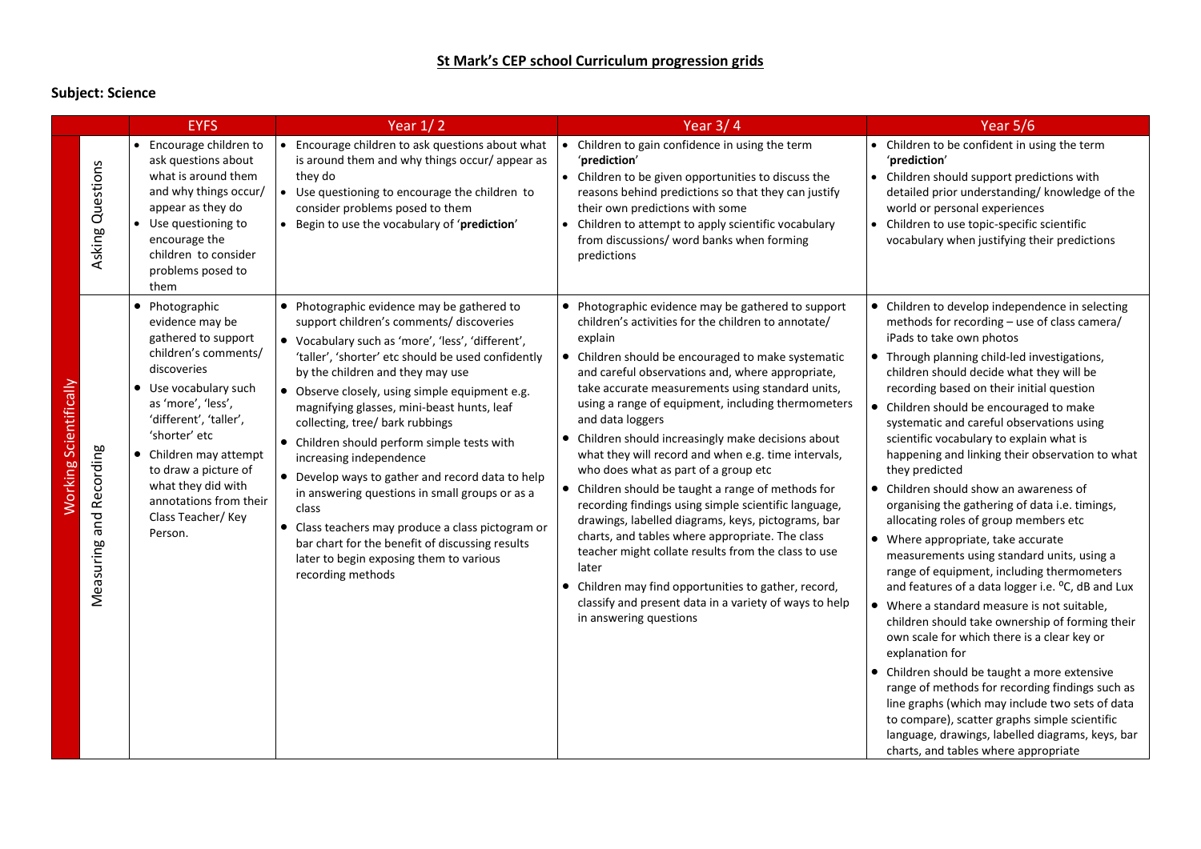**St Mark's CEP school Curriculum progression grids**

**Subject: Science**

| | | EYFS | Year 1/ 2 | Year 3/ 4 | Year 5/6 |
|---|---|---|---|---|---|
| Working Scientifically | Asking Questions | • Encourage children to ask questions about what is around them and why things occur/ appear as they do<br>• Use questioning to encourage the children to consider problems posed to them | • Encourage children to ask questions about what is around them and why things occur/ appear as they do<br>• Use questioning to encourage the children to consider problems posed to them<br>• Begin to use the vocabulary of '**prediction**' | • Children to gain confidence in using the term '**prediction**'<br>• Children to be given opportunities to discuss the reasons behind predictions so that they can justify their own predictions with some<br>• Children to attempt to apply scientific vocabulary from discussions/ word banks when forming predictions | • Children to be confident in using the term '**prediction**'<br>• Children should support predictions with detailed prior understanding/ knowledge of the world or personal experiences<br>• Children to use topic-specific scientific vocabulary when justifying their predictions |
| | Measuring and Recording | • Photographic evidence may be gathered to support children's comments/ discoveries<br>• Use vocabulary such as 'more', 'less', 'different', 'taller', 'shorter' etc<br>• Children may attempt to draw a picture of what they did with annotations from their Class Teacher/ Key Person. | • Photographic evidence may be gathered to support children's comments/ discoveries<br>• Vocabulary such as 'more', 'less', 'different', 'taller', 'shorter' etc should be used confidently by the children and they may use<br>• Observe closely, using simple equipment e.g. magnifying glasses, mini-beast hunts, leaf collecting, tree/ bark rubbings<br>• Children should perform simple tests with increasing independence<br>• Develop ways to gather and record data to help in answering questions in small groups or as a class<br>• Class teachers may produce a class pictogram or bar chart for the benefit of discussing results later to begin exposing them to various recording methods | • Photographic evidence may be gathered to support children's activities for the children to annotate/ explain<br>• Children should be encouraged to make systematic and careful observations and, where appropriate, take accurate measurements using standard units, using a range of equipment, including thermometers and data loggers<br>• Children should increasingly make decisions about what they will record and when e.g. time intervals, who does what as part of a group etc<br>• Children should be taught a range of methods for recording findings using simple scientific language, drawings, labelled diagrams, keys, pictograms, bar charts, and tables where appropriate. The class teacher might collate results from the class to use later<br>• Children may find opportunities to gather, record, classify and present data in a variety of ways to help in answering questions | • Children to develop independence in selecting methods for recording – use of class camera/ iPads to take own photos<br>• Through planning child-led investigations, children should decide what they will be recording based on their initial question<br>• Children should be encouraged to make systematic and careful observations using scientific vocabulary to explain what is happening and linking their observation to what they predicted<br>• Children should show an awareness of organising the gathering of data i.e. timings, allocating roles of group members etc<br>• Where appropriate, take accurate measurements using standard units, using a range of equipment, including thermometers and features of a data logger i.e. ⁰C, dB and Lux<br>• Where a standard measure is not suitable, children should take ownership of forming their own scale for which there is a clear key or explanation for<br>• Children should be taught a more extensive range of methods for recording findings such as line graphs (which may include two sets of data to compare), scatter graphs simple scientific language, drawings, labelled diagrams, keys, bar charts, and tables where appropriate |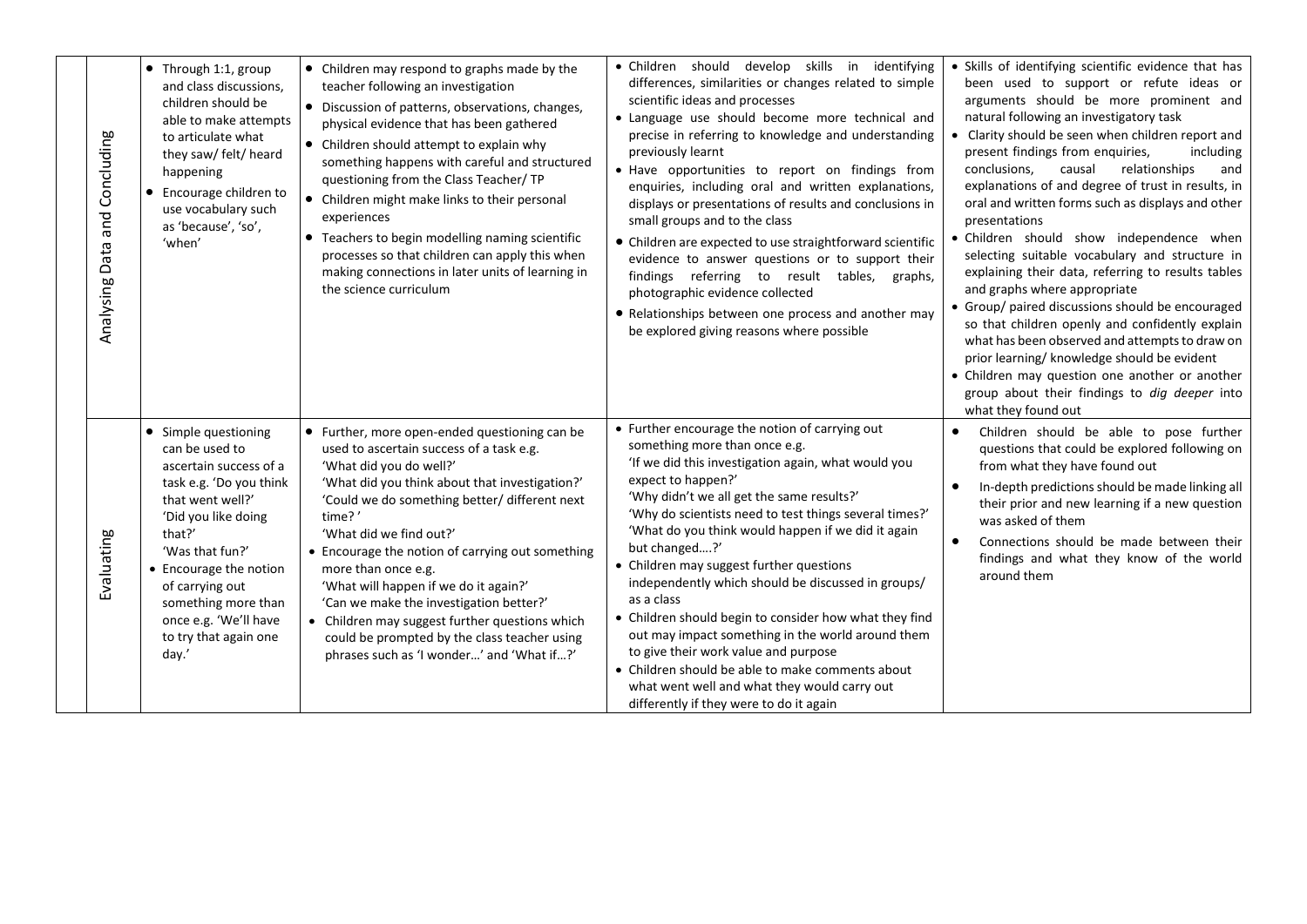| | | | | | |
|---|---|---|---|---|---|
| | Analysing Data and Concluding | • Through 1:1, group and class discussions, children should be able to make attempts to articulate what they saw/ felt/ heard happening<br>• Encourage children to use vocabulary such as 'because', 'so', 'when' | • Children may respond to graphs made by the teacher following an investigation<br>• Discussion of patterns, observations, changes, physical evidence that has been gathered<br>• Children should attempt to explain why something happens with careful and structured questioning from the Class Teacher/ TP<br>• Children might make links to their personal experiences<br>• Teachers to begin modelling naming scientific processes so that children can apply this when making connections in later units of learning in the science curriculum | • Children should develop skills in identifying differences, similarities or changes related to simple scientific ideas and processes<br>• Language use should become more technical and precise in referring to knowledge and understanding previously learnt<br>• Have opportunities to report on findings from enquiries, including oral and written explanations, displays or presentations of results and conclusions in small groups and to the class<br>• Children are expected to use straightforward scientific evidence to answer questions or to support their findings referring to result tables, graphs, photographic evidence collected<br>• Relationships between one process and another may be explored giving reasons where possible | • Skills of identifying scientific evidence that has been used to support or refute ideas or arguments should be more prominent and natural following an investigatory task<br>• Clarity should be seen when children report and present findings from enquiries, including conclusions, causal relationships and explanations of and degree of trust in results, in oral and written forms such as displays and other presentations<br>• Children should show independence when selecting suitable vocabulary and structure in explaining their data, referring to results tables and graphs where appropriate<br>• Group/ paired discussions should be encouraged so that children openly and confidently explain what has been observed and attempts to draw on prior learning/ knowledge should be evident<br>• Children may question one another or another group about their findings to *dig deeper* into what they found out |
| | Evaluating | • Simple questioning can be used to ascertain success of a task e.g. 'Do you think that went well?' 'Did you like doing that?' 'Was that fun?'<br>• Encourage the notion of carrying out something more than once e.g. 'We'll have to try that again one day.' | • Further, more open-ended questioning can be used to ascertain success of a task e.g. 'What did you do well?' 'What did you think about that investigation?' 'Could we do something better/ different next time?' 'What did we find out?'<br>• Encourage the notion of carrying out something more than once e.g. 'What will happen if we do it again?' 'Can we make the investigation better?'<br>• Children may suggest further questions which could be prompted by the class teacher using phrases such as 'I wonder…' and 'What if…?' | • Further encourage the notion of carrying out something more than once e.g. 'If we did this investigation again, what would you expect to happen?' 'Why didn't we all get the same results?' 'Why do scientists need to test things several times?' 'What do you think would happen if we did it again but changed….?'<br>• Children may suggest further questions independently which should be discussed in groups/ as a class<br>• Children should begin to consider how what they find out may impact something in the world around them to give their work value and purpose<br>• Children should be able to make comments about what went well and what they would carry out differently if they were to do it again | • Children should be able to pose further questions that could be explored following on from what they have found out<br>• In-depth predictions should be made linking all their prior and new learning if a new question was asked of them<br>• Connections should be made between their findings and what they know of the world around them |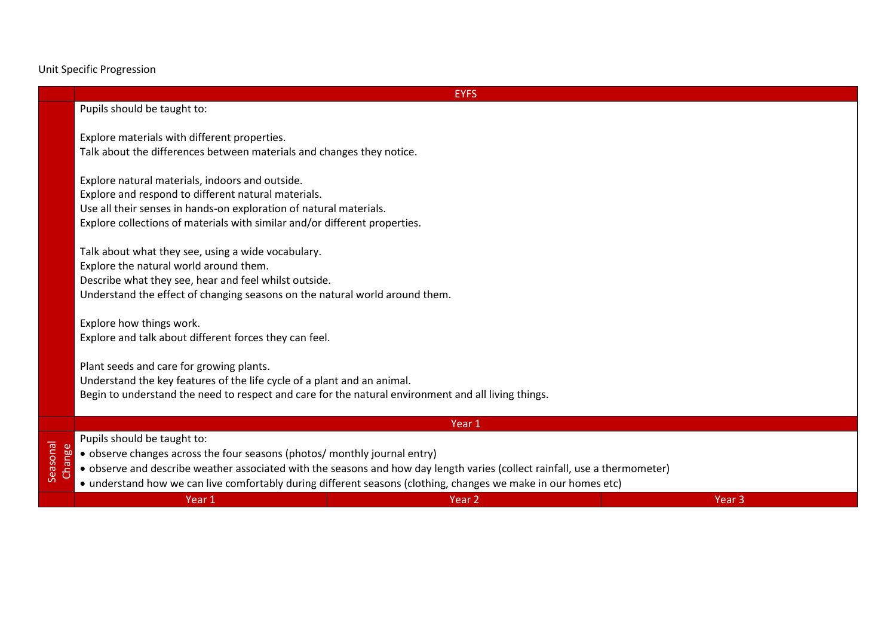Unit Specific Progression

| | EYFS | | |
|---|---|---|---|
| | Pupils should be taught to:<br><br>Explore materials with different properties.<br>Talk about the differences between materials and changes they notice.<br><br>Explore natural materials, indoors and outside.<br>Explore and respond to different natural materials.<br>Use all their senses in hands-on exploration of natural materials.<br>Explore collections of materials with similar and/or different properties.<br><br>Talk about what they see, using a wide vocabulary.<br>Explore the natural world around them.<br>Describe what they see, hear and feel whilst outside.<br>Understand the effect of changing seasons on the natural world around them.<br><br>Explore how things work.<br>Explore and talk about different forces they can feel.<br><br>Plant seeds and care for growing plants.<br>Understand the key features of the life cycle of a plant and an animal.<br>Begin to understand the need to respect and care for the natural environment and all living things. | | |
| | Year 1 | | |
| Seasonal Change | Pupils should be taught to:<br>• observe changes across the four seasons (photos/ monthly journal entry)<br>• observe and describe weather associated with the seasons and how day length varies (collect rainfall, use a thermometer)<br>• understand how we can live comfortably during different seasons (clothing, changes we make in our homes etc) | | |
| | Year 1 | Year 2 | Year 3 |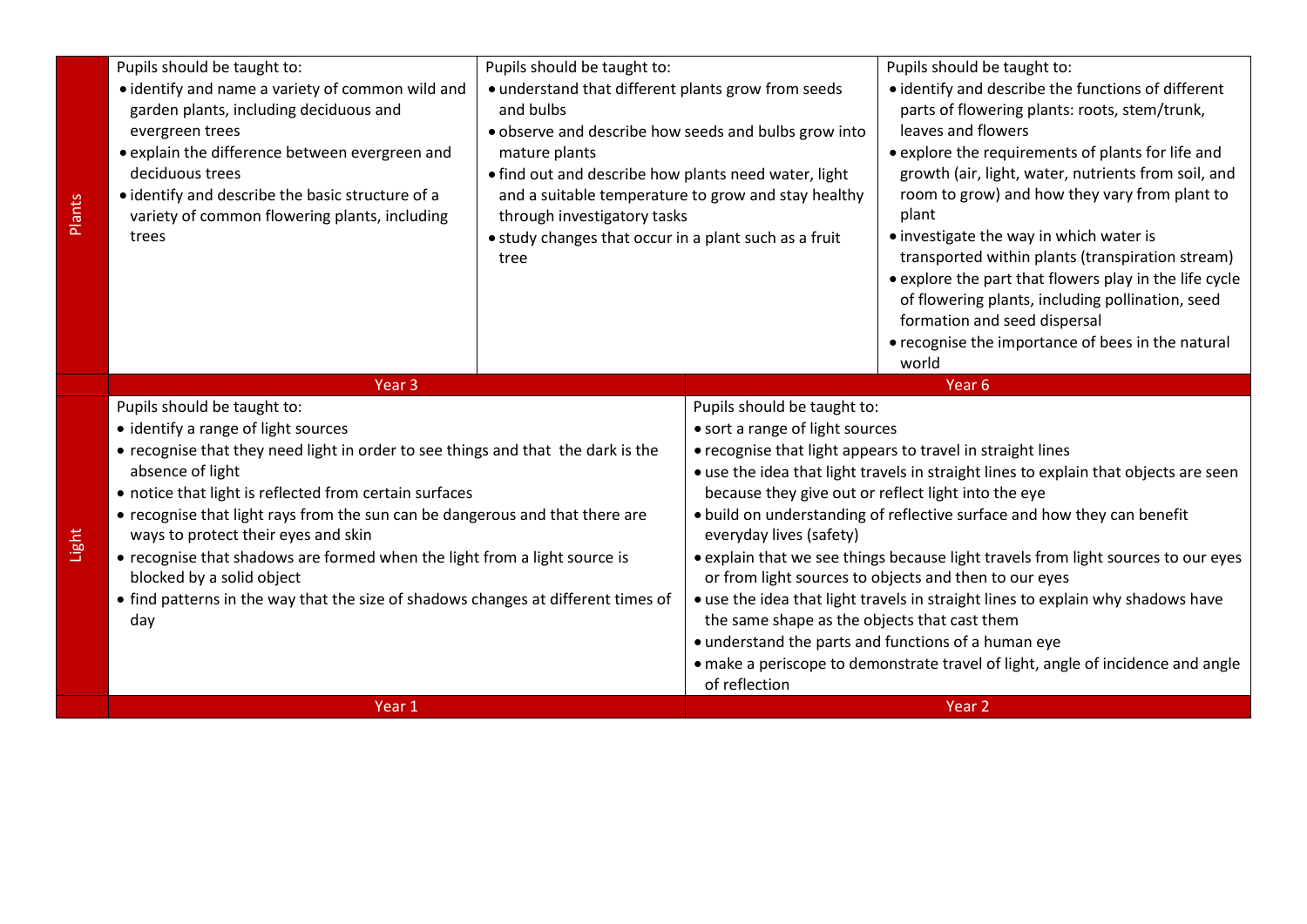| Plants | Pupils should be taught to:<br>• identify and name a variety of common wild and garden plants, including deciduous and evergreen trees<br>• explain the difference between evergreen and deciduous trees<br>• identify and describe the basic structure of a variety of common flowering plants, including trees | Pupils should be taught to:<br>• understand that different plants grow from seeds and bulbs<br>• observe and describe how seeds and bulbs grow into mature plants<br>• find out and describe how plants need water, light and a suitable temperature to grow and stay healthy through investigatory tasks<br>• study changes that occur in a plant such as a fruit tree | Pupils should be taught to:<br>• identify and describe the functions of different parts of flowering plants: roots, stem/trunk, leaves and flowers<br>• explore the requirements of plants for life and growth (air, light, water, nutrients from soil, and room to grow) and how they vary from plant to plant<br>• investigate the way in which water is transported within plants (transpiration stream)<br>• explore the part that flowers play in the life cycle of flowering plants, including pollination, seed formation and seed dispersal<br>• recognise the importance of bees in the natural world |
|---|---|---|---|
| | Year 3 | | Year 6 |
| Light | Pupils should be taught to:<br>• identify a range of light sources<br>• recognise that they need light in order to see things and that the dark is the absence of light<br>• notice that light is reflected from certain surfaces<br>• recognise that light rays from the sun can be dangerous and that there are ways to protect their eyes and skin<br>• recognise that shadows are formed when the light from a light source is blocked by a solid object<br>• find patterns in the way that the size of shadows changes at different times of day | | Pupils should be taught to:<br>• sort a range of light sources<br>• recognise that light appears to travel in straight lines<br>• use the idea that light travels in straight lines to explain that objects are seen because they give out or reflect light into the eye<br>• build on understanding of reflective surface and how they can benefit everyday lives (safety)<br>• explain that we see things because light travels from light sources to our eyes or from light sources to objects and then to our eyes<br>• use the idea that light travels in straight lines to explain why shadows have the same shape as the objects that cast them<br>• understand the parts and functions of a human eye<br>• make a periscope to demonstrate travel of light, angle of incidence and angle of reflection |
| | Year 1 | | Year 2 |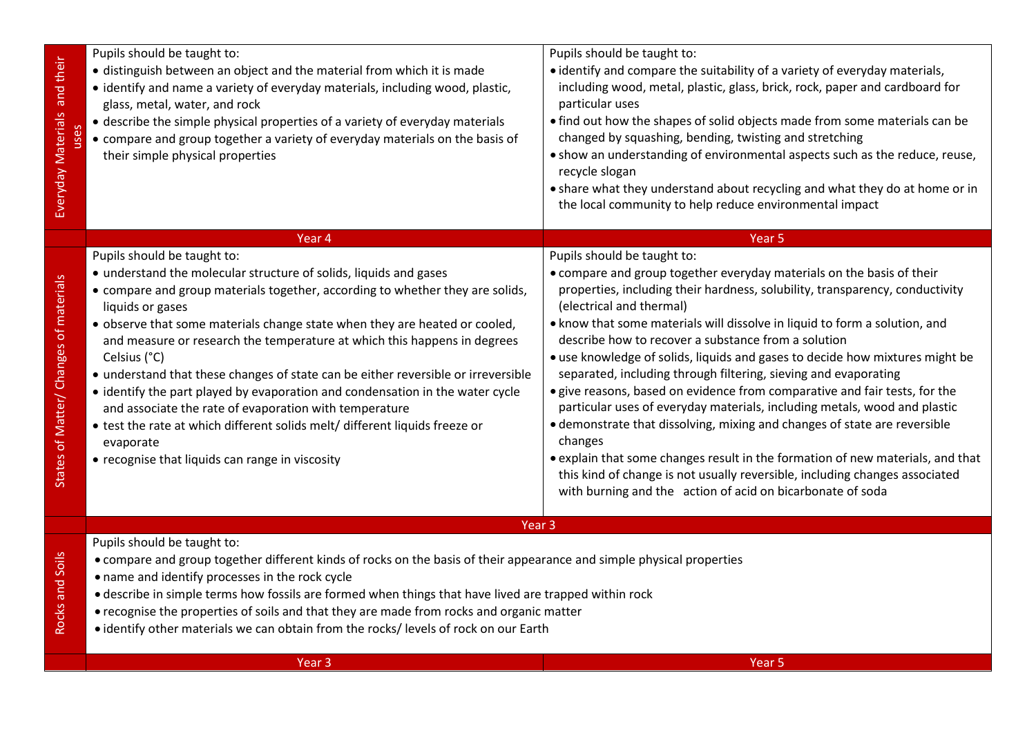| Everyday Materials and their uses | Pupils should be taught to:<br>• distinguish between an object and the material from which it is made<br>• identify and name a variety of everyday materials, including wood, plastic, glass, metal, water, and rock<br>• describe the simple physical properties of a variety of everyday materials<br>• compare and group together a variety of everyday materials on the basis of their simple physical properties | Pupils should be taught to:<br>• identify and compare the suitability of a variety of everyday materials, including wood, metal, plastic, glass, brick, rock, paper and cardboard for particular uses<br>• find out how the shapes of solid objects made from some materials can be changed by squashing, bending, twisting and stretching<br>• show an understanding of environmental aspects such as the reduce, reuse, recycle slogan<br>• share what they understand about recycling and what they do at home or in the local community to help reduce environmental impact |
|---|---|---|
| | Year 4 | Year 5 |
| States of Matter/ Changes of materials | Pupils should be taught to:<br>• understand the molecular structure of solids, liquids and gases<br>• compare and group materials together, according to whether they are solids, liquids or gases<br>• observe that some materials change state when they are heated or cooled, and measure or research the temperature at which this happens in degrees Celsius (°C)<br>• understand that these changes of state can be either reversible or irreversible<br>• identify the part played by evaporation and condensation in the water cycle and associate the rate of evaporation with temperature<br>• test the rate at which different solids melt/ different liquids freeze or evaporate<br>• recognise that liquids can range in viscosity | Pupils should be taught to:<br>• compare and group together everyday materials on the basis of their properties, including their hardness, solubility, transparency, conductivity (electrical and thermal)<br>• know that some materials will dissolve in liquid to form a solution, and describe how to recover a substance from a solution<br>• use knowledge of solids, liquids and gases to decide how mixtures might be separated, including through filtering, sieving and evaporating<br>• give reasons, based on evidence from comparative and fair tests, for the particular uses of everyday materials, including metals, wood and plastic<br>• demonstrate that dissolving, mixing and changes of state are reversible changes<br>• explain that some changes result in the formation of new materials, and that this kind of change is not usually reversible, including changes associated with burning and the action of acid on bicarbonate of soda |
| | Year 3 | |
| Rocks and Soils | Pupils should be taught to:<br>• compare and group together different kinds of rocks on the basis of their appearance and simple physical properties<br>• name and identify processes in the rock cycle<br>• describe in simple terms how fossils are formed when things that have lived are trapped within rock<br>• recognise the properties of soils and that they are made from rocks and organic matter<br>• identify other materials we can obtain from the rocks/ levels of rock on our Earth | |
| | Year 3 | Year 5 |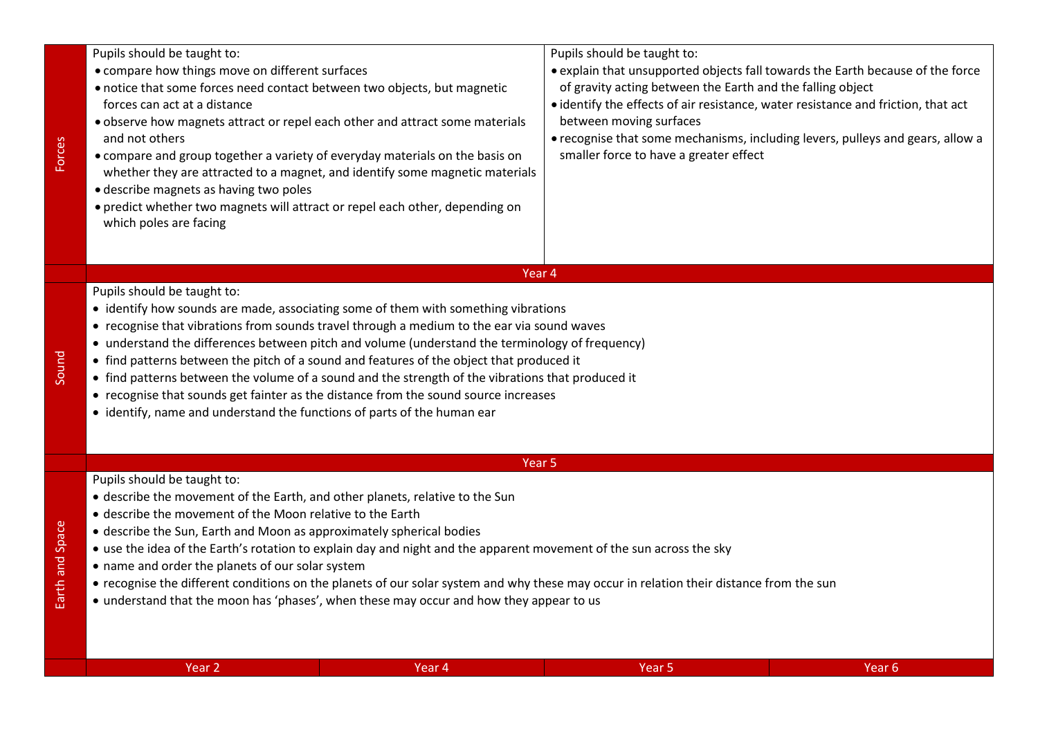| | | |
|---|---|---|
| **Forces** | Pupils should be taught to:<br>• compare how things move on different surfaces<br>• notice that some forces need contact between two objects, but magnetic forces can act at a distance<br>• observe how magnets attract or repel each other and attract some materials and not others<br>• compare and group together a variety of everyday materials on the basis on whether they are attracted to a magnet, and identify some magnetic materials<br>• describe magnets as having two poles<br>• predict whether two magnets will attract or repel each other, depending on which poles are facing | Pupils should be taught to:<br>• explain that unsupported objects fall towards the Earth because of the force of gravity acting between the Earth and the falling object<br>• identify the effects of air resistance, water resistance and friction, that act between moving surfaces<br>• recognise that some mechanisms, including levers, pulleys and gears, allow a smaller force to have a greater effect |
| | **Year 4** | |
| **Sound** | Pupils should be taught to:<br>• identify how sounds are made, associating some of them with something vibrations<br>• recognise that vibrations from sounds travel through a medium to the ear via sound waves<br>• understand the differences between pitch and volume (understand the terminology of frequency)<br>• find patterns between the pitch of a sound and features of the object that produced it<br>• find patterns between the volume of a sound and the strength of the vibrations that produced it<br>• recognise that sounds get fainter as the distance from the sound source increases<br>• identify, name and understand the functions of parts of the human ear | |
| | **Year 5** | |
| **Earth and Space** | Pupils should be taught to:<br>• describe the movement of the Earth, and other planets, relative to the Sun<br>• describe the movement of the Moon relative to the Earth<br>• describe the Sun, Earth and Moon as approximately spherical bodies<br>• use the idea of the Earth's rotation to explain day and night and the apparent movement of the sun across the sky<br>• name and order the planets of our solar system<br>• recognise the different conditions on the planets of our solar system and why these may occur in relation their distance from the sun<br>• understand that the moon has 'phases', when these may occur and how they appear to us | |

| Year 2 | Year 4 | Year 5 | Year 6 |
|---|---|---|---|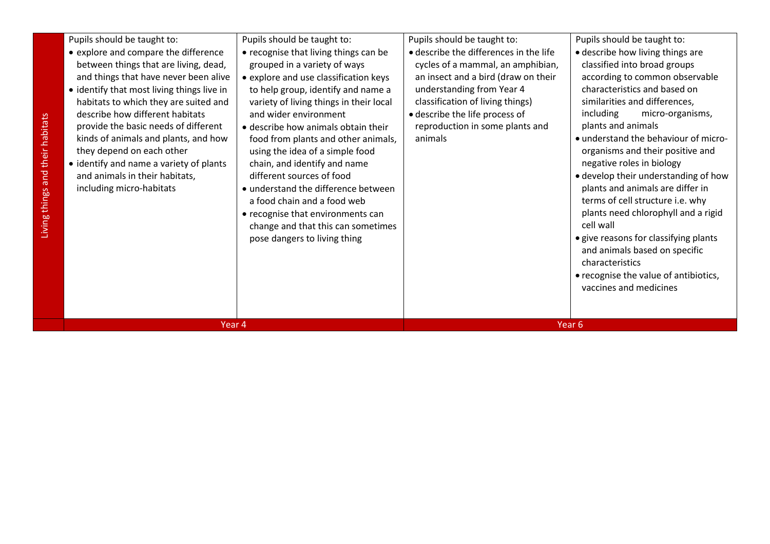| Living things and their habitats | Pupils should be taught to: | Pupils should be taught to: | Pupils should be taught to: | Pupils should be taught to: |
|---|---|---|---|---|
| | • explore and compare the difference between things that are living, dead, and things that have never been alive<br>• identify that most living things live in habitats to which they are suited and describe how different habitats provide the basic needs of different kinds of animals and plants, and how they depend on each other<br>• identify and name a variety of plants and animals in their habitats, including micro-habitats | • recognise that living things can be grouped in a variety of ways<br>• explore and use classification keys to help group, identify and name a variety of living things in their local and wider environment<br>• describe how animals obtain their food from plants and other animals, using the idea of a simple food chain, and identify and name different sources of food<br>• understand the difference between a food chain and a food web<br>• recognise that environments can change and that this can sometimes pose dangers to living thing | • describe the differences in the life cycles of a mammal, an amphibian, an insect and a bird (draw on their understanding from Year 4 classification of living things)<br>• describe the life process of reproduction in some plants and animals | • describe how living things are classified into broad groups according to common observable characteristics and based on similarities and differences, including micro-organisms, plants and animals<br>• understand the behaviour of micro-organisms and their positive and negative roles in biology<br>• develop their understanding of how plants and animals are differ in terms of cell structure i.e. why plants need chlorophyll and a rigid cell wall<br>• give reasons for classifying plants and animals based on specific characteristics<br>• recognise the value of antibiotics, vaccines and medicines |
| | Year 4 | | Year 6 | |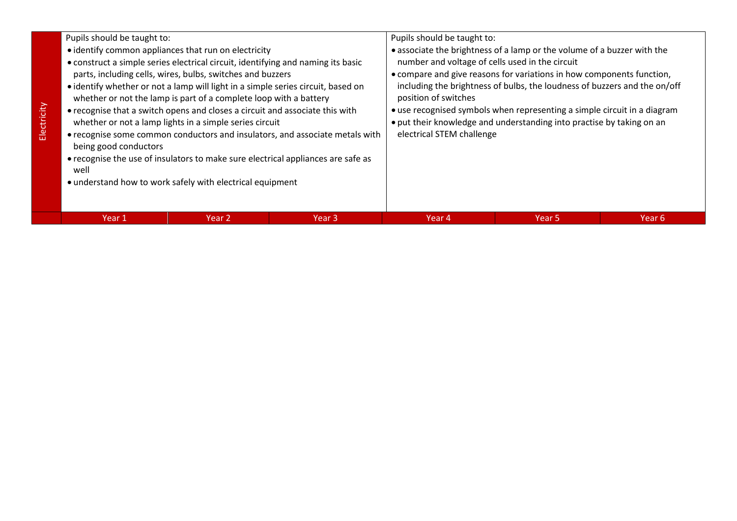| Electricity | Pupils should be taught to:<br>• identify common appliances that run on electricity<br>• construct a simple series electrical circuit, identifying and naming its basic parts, including cells, wires, bulbs, switches and buzzers<br>• identify whether or not a lamp will light in a simple series circuit, based on whether or not the lamp is part of a complete loop with a battery<br>• recognise that a switch opens and closes a circuit and associate this with whether or not a lamp lights in a simple series circuit<br>• recognise some common conductors and insulators, and associate metals with being good conductors<br>• recognise the use of insulators to make sure electrical appliances are safe as well<br>• understand how to work safely with electrical equipment | | | Pupils should be taught to:<br>• associate the brightness of a lamp or the volume of a buzzer with the number and voltage of cells used in the circuit<br>• compare and give reasons for variations in how components function, including the brightness of bulbs, the loudness of buzzers and the on/off position of switches<br>• use recognised symbols when representing a simple circuit in a diagram<br>• put their knowledge and understanding into practise by taking on an electrical STEM challenge | | |
|---|---|---|---|---|---|---|
| | Year 1 | Year 2 | Year 3 | Year 4 | Year 5 | Year 6 |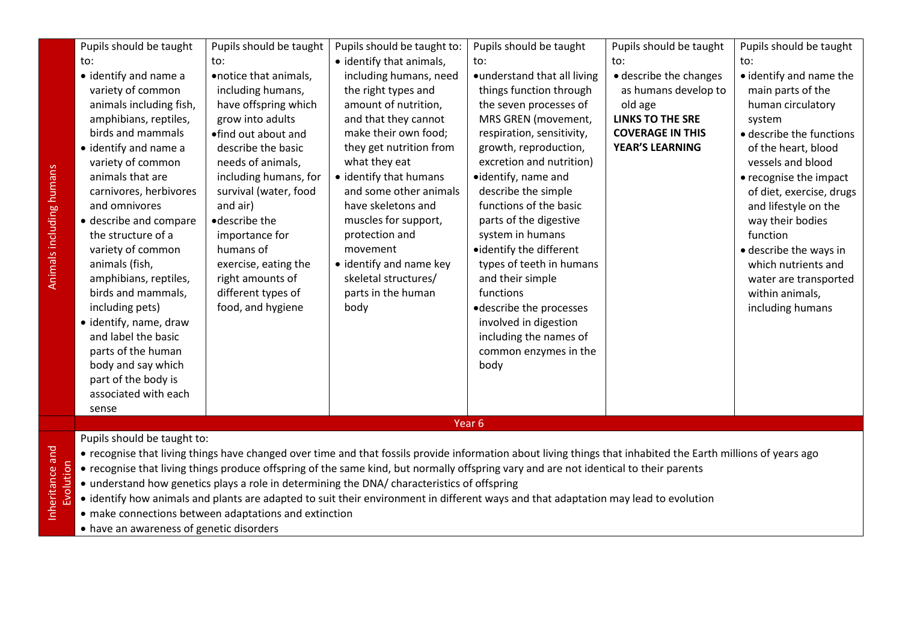| | | | | | | |
|---|---|---|---|---|---|---|
| Animals including humans | Pupils should be taught to:<br>• identify and name a variety of common animals including fish, amphibians, reptiles, birds and mammals<br>• identify and name a variety of common animals that are carnivores, herbivores and omnivores<br>• describe and compare the structure of a variety of common animals (fish, amphibians, reptiles, birds and mammals, including pets)<br>• identify, name, draw and label the basic parts of the human body and say which part of the body is associated with each sense | Pupils should be taught to:<br>• notice that animals, including humans, have offspring which grow into adults<br>• find out about and describe the basic needs of animals, including humans, for survival (water, food and air)<br>• describe the importance for humans of exercise, eating the right amounts of different types of food, and hygiene | Pupils should be taught to:<br>• identify that animals, including humans, need the right types and amount of nutrition, and that they cannot make their own food; they get nutrition from what they eat<br>• identify that humans and some other animals have skeletons and muscles for support, protection and movement<br>• identify and name key skeletal structures/ parts in the human body | Pupils should be taught to:<br>• understand that all living things function through the seven processes of MRS GREN (movement, respiration, sensitivity, growth, reproduction, excretion and nutrition)<br>• identify, name and describe the simple functions of the basic parts of the digestive system in humans<br>• identify the different types of teeth in humans and their simple functions<br>• describe the processes involved in digestion including the names of common enzymes in the body | Pupils should be taught to:<br>• describe the changes as humans develop to old age<br>**LINKS TO THE SRE COVERAGE IN THIS YEAR'S LEARNING** | Pupils should be taught to:<br>• identify and name the main parts of the human circulatory system<br>• describe the functions of the heart, blood vessels and blood<br>• recognise the impact of diet, exercise, drugs and lifestyle on the way their bodies function<br>• describe the ways in which nutrients and water are transported within animals, including humans |
| | Year 6 | | | | | |
| Inheritance and Evolution | Pupils should be taught to:<br>• recognise that living things have changed over time and that fossils provide information about living things that inhabited the Earth millions of years ago<br>• recognise that living things produce offspring of the same kind, but normally offspring vary and are not identical to their parents<br>• understand how genetics plays a role in determining the DNA/ characteristics of offspring<br>• identify how animals and plants are adapted to suit their environment in different ways and that adaptation may lead to evolution<br>• make connections between adaptations and extinction<br>• have an awareness of genetic disorders | | | | | |